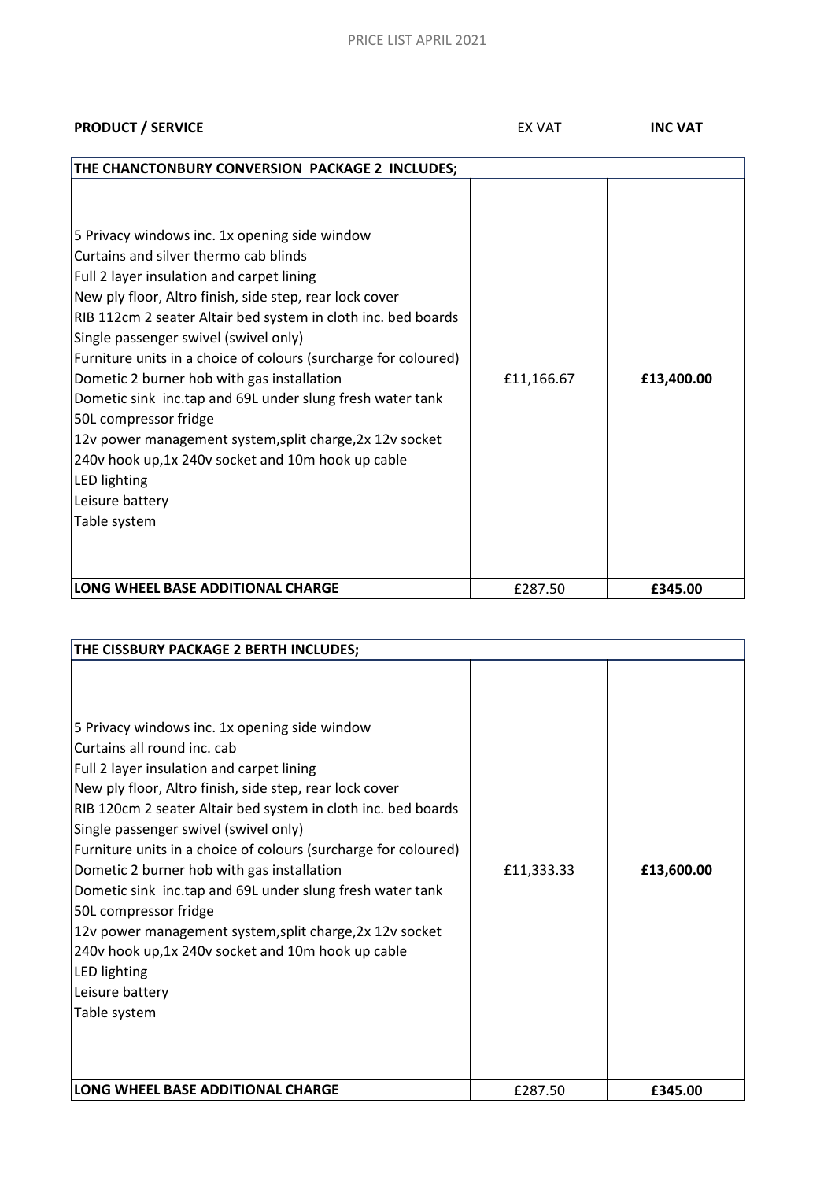PRICE LIST APRIL 2021

| PRODUCT / SERVICE | EX VAT | **INC VAT** |
| --- | --- | --- |
| **THE CHANCTONBURY CONVERSION PACKAGE 2 INCLUDES;** | | |
| 5 Privacy windows inc. 1x opening side window<br>Curtains and silver thermo cab blinds<br>Full 2 layer insulation and carpet lining<br>New ply floor, Altro finish, side step, rear lock cover<br>RIB 112cm 2 seater Altair bed system in cloth inc. bed boards<br>Single passenger swivel (swivel only)<br>Furniture units in a choice of colours (surcharge for coloured)<br>Dometic 2 burner hob with gas installation<br>Dometic sink inc.tap and 69L under slung fresh water tank<br>50L compressor fridge<br>12v power management system,split charge,2x 12v socket<br>240v hook up,1x 240v socket and 10m hook up cable<br>LED lighting<br>Leisure battery<br>Table system | £11,166.67 | **£13,400.00** |
| **LONG WHEEL BASE ADDITIONAL CHARGE** | £287.50 | **£345.00** |

| PRODUCT / SERVICE | EX VAT | **INC VAT** |
| --- | --- | --- |
| **THE CISSBURY PACKAGE 2 BERTH INCLUDES;** | | |
| 5 Privacy windows inc. 1x opening side window<br>Curtains all round inc. cab<br>Full 2 layer insulation and carpet lining<br>New ply floor, Altro finish, side step, rear lock cover<br>RIB 120cm 2 seater Altair bed system in cloth inc. bed boards<br>Single passenger swivel (swivel only)<br>Furniture units in a choice of colours (surcharge for coloured)<br>Dometic 2 burner hob with gas installation<br>Dometic sink inc.tap and 69L under slung fresh water tank<br>50L compressor fridge<br>12v power management system,split charge,2x 12v socket<br>240v hook up,1x 240v socket and 10m hook up cable<br>LED lighting<br>Leisure battery<br>Table system | £11,333.33 | **£13,600.00** |
| **LONG WHEEL BASE ADDITIONAL CHARGE** | £287.50 | **£345.00** |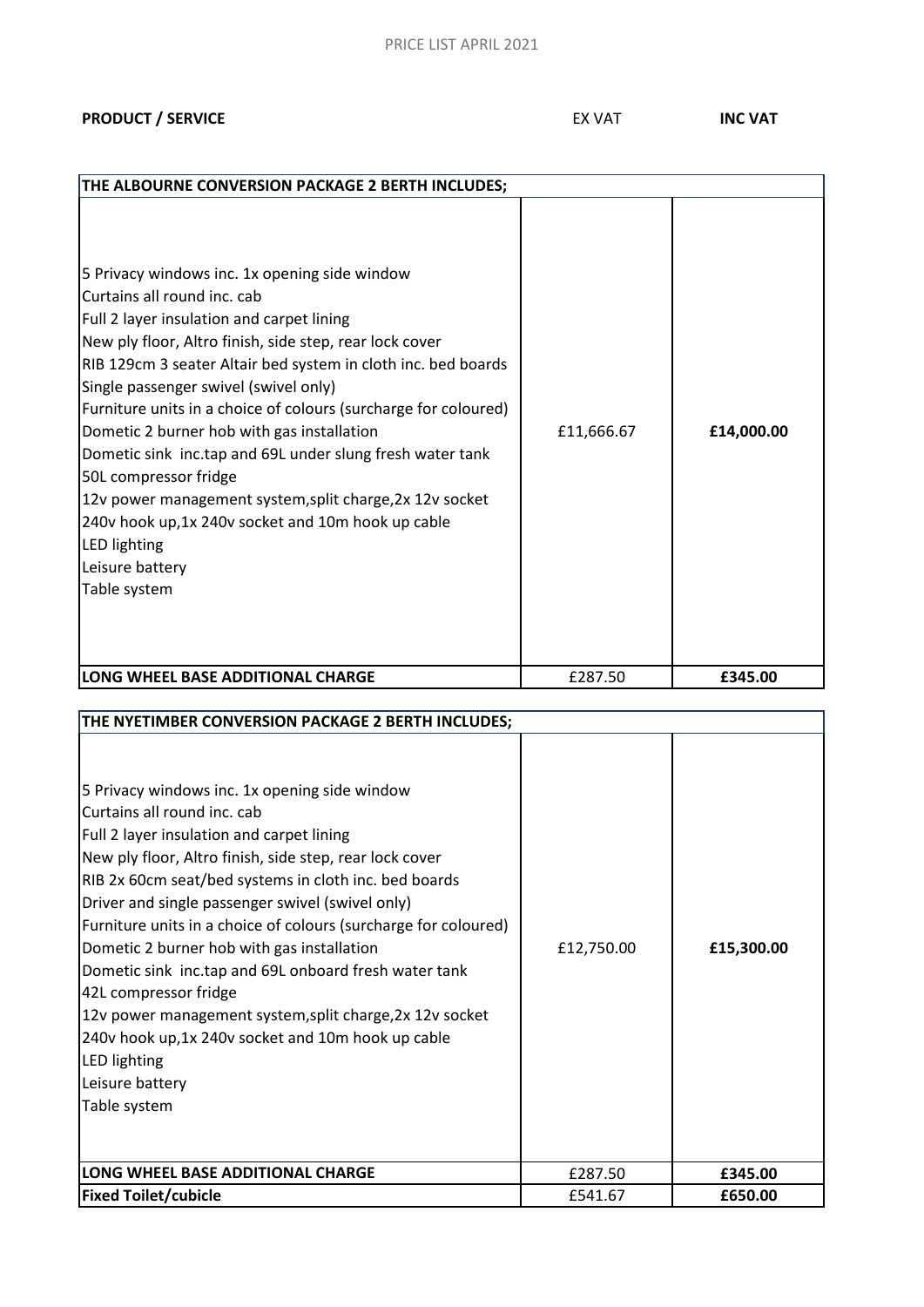PRICE LIST APRIL 2021

| **PRODUCT / SERVICE** | EX VAT | **INC VAT** |
|---|---|---|
| **THE ALBOURNE CONVERSION PACKAGE 2 BERTH INCLUDES;** | | |
| 5 Privacy windows inc. 1x opening side window<br>Curtains all round inc. cab<br>Full 2 layer insulation and carpet lining<br>New ply floor, Altro finish, side step, rear lock cover<br>RIB 129cm 3 seater Altair bed system in cloth inc. bed boards<br>Single passenger swivel (swivel only)<br>Furniture units in a choice of colours (surcharge for coloured)<br>Dometic 2 burner hob with gas installation<br>Dometic sink inc.tap and 69L under slung fresh water tank<br>50L compressor fridge<br>12v power management system,split charge,2x 12v socket<br>240v hook up,1x 240v socket and 10m hook up cable<br>LED lighting<br>Leisure battery<br>Table system | £11,666.67 | **£14,000.00** |
| **LONG WHEEL BASE ADDITIONAL CHARGE** | £287.50 | **£345.00** |

| **PRODUCT / SERVICE** | EX VAT | **INC VAT** |
|---|---|---|
| **THE NYETIMBER CONVERSION PACKAGE 2 BERTH INCLUDES;** | | |
| 5 Privacy windows inc. 1x opening side window<br>Curtains all round inc. cab<br>Full 2 layer insulation and carpet lining<br>New ply floor, Altro finish, side step, rear lock cover<br>RIB 2x 60cm seat/bed systems in cloth inc. bed boards<br>Driver and single passenger swivel (swivel only)<br>Furniture units in a choice of colours (surcharge for coloured)<br>Dometic 2 burner hob with gas installation<br>Dometic sink inc.tap and 69L onboard fresh water tank<br>42L compressor fridge<br>12v power management system,split charge,2x 12v socket<br>240v hook up,1x 240v socket and 10m hook up cable<br>LED lighting<br>Leisure battery<br>Table system | £12,750.00 | **£15,300.00** |
| **LONG WHEEL BASE ADDITIONAL CHARGE** | £287.50 | **£345.00** |
| **Fixed Toilet/cubicle** | £541.67 | **£650.00** |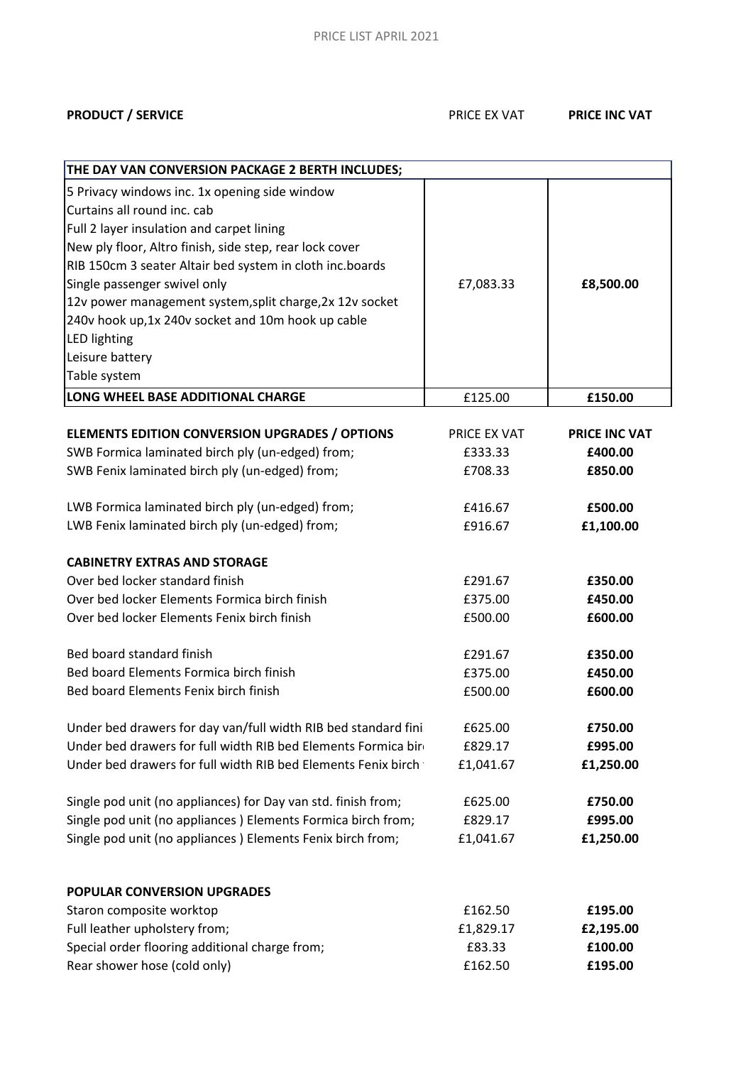PRICE LIST APRIL 2021

| PRODUCT / SERVICE | PRICE EX VAT | PRICE INC VAT |
|---|---|---|
| **THE DAY VAN CONVERSION PACKAGE 2 BERTH INCLUDES;** | | |
| 5 Privacy windows inc. 1x opening side window<br>Curtains all round inc. cab<br>Full 2 layer insulation and carpet lining<br>New ply floor, Altro finish, side step, rear lock cover<br>RIB 150cm 3 seater Altair bed system in cloth inc.boards<br>Single passenger swivel only<br>12v power management system,split charge,2x 12v socket<br>240v hook up,1x 240v socket and 10m hook up cable<br>LED lighting<br>Leisure battery<br>Table system | £7,083.33 | **£8,500.00** |
| **LONG WHEEL BASE ADDITIONAL CHARGE** | £125.00 | **£150.00** |

| **ELEMENTS EDITION CONVERSION UPGRADES / OPTIONS** | PRICE EX VAT | **PRICE INC VAT** |
|---|---|---|
| SWB Formica laminated birch ply (un-edged) from; | £333.33 | **£400.00** |
| SWB Fenix laminated birch ply (un-edged) from; | £708.33 | **£850.00** |
| LWB Formica laminated birch ply (un-edged) from; | £416.67 | **£500.00** |
| LWB Fenix laminated birch ply (un-edged) from; | £916.67 | **£1,100.00** |
| **CABINETRY EXTRAS AND STORAGE** | | |
| Over bed locker standard finish | £291.67 | **£350.00** |
| Over bed locker Elements Formica birch finish | £375.00 | **£450.00** |
| Over bed locker Elements Fenix birch finish | £500.00 | **£600.00** |
| Bed board standard finish | £291.67 | **£350.00** |
| Bed board Elements Formica birch finish | £375.00 | **£450.00** |
| Bed board Elements Fenix birch finish | £500.00 | **£600.00** |
| Under bed drawers for day van/full width RIB bed standard fini | £625.00 | **£750.00** |
| Under bed drawers for full width RIB bed Elements Formica bir | £829.17 | **£995.00** |
| Under bed drawers for full width RIB bed Elements Fenix birch | £1,041.67 | **£1,250.00** |
| Single pod unit (no appliances) for Day van std. finish from; | £625.00 | **£750.00** |
| Single pod unit (no appliances ) Elements Formica birch from; | £829.17 | **£995.00** |
| Single pod unit (no appliances ) Elements Fenix birch from; | £1,041.67 | **£1,250.00** |
| **POPULAR CONVERSION UPGRADES** | | |
| Staron composite worktop | £162.50 | **£195.00** |
| Full leather upholstery from; | £1,829.17 | **£2,195.00** |
| Special order flooring additional charge from; | £83.33 | **£100.00** |
| Rear shower hose (cold only) | £162.50 | **£195.00** |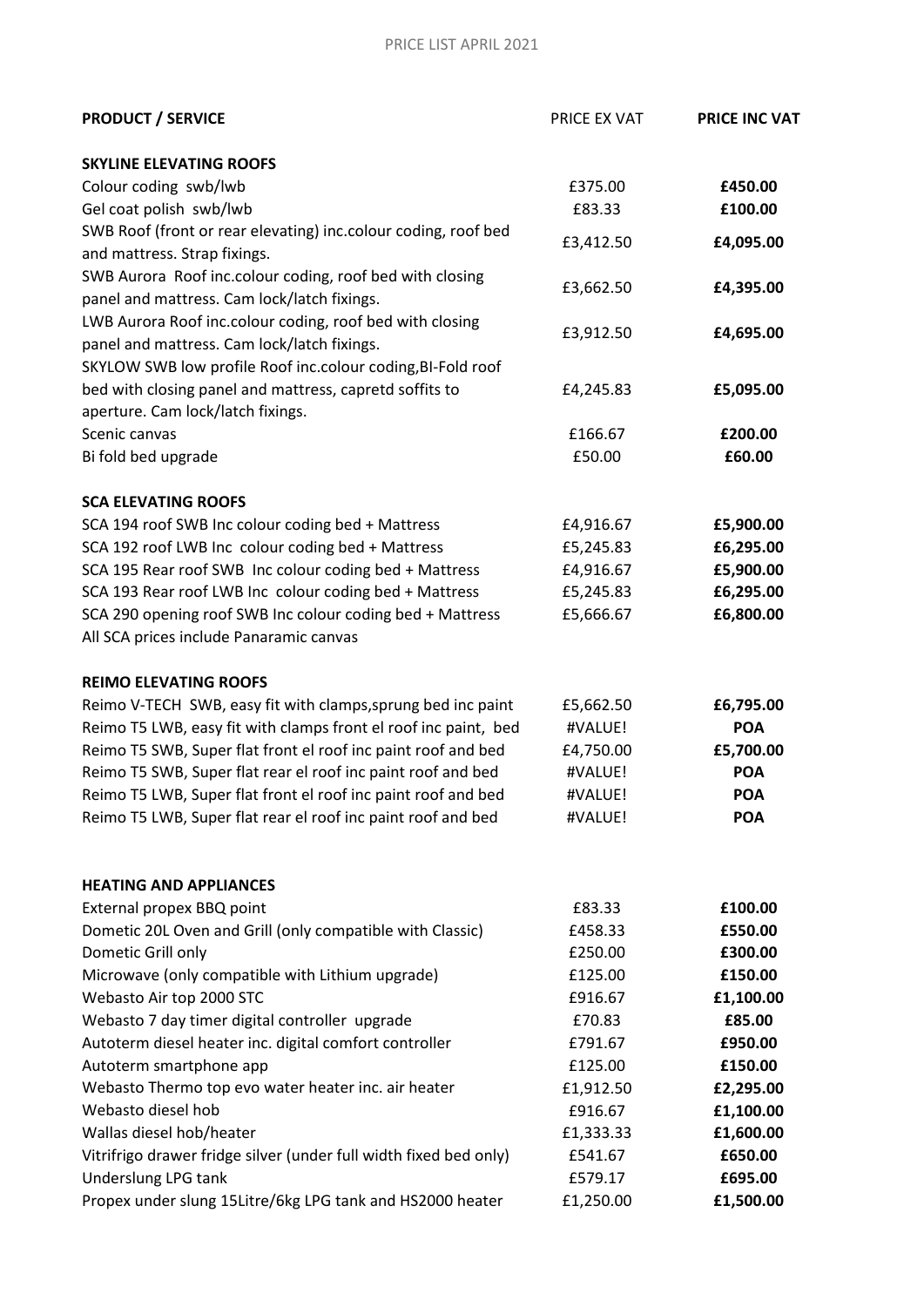PRICE LIST APRIL 2021

| **PRODUCT / SERVICE** | PRICE EX VAT | **PRICE INC VAT** |
|---|---|---|
| **SKYLINE ELEVATING ROOFS** | | |
| Colour coding swb/lwb | £375.00 | **£450.00** |
| Gel coat polish swb/lwb | £83.33 | **£100.00** |
| SWB Roof (front or rear elevating) inc.colour coding, roof bed and mattress. Strap fixings. | £3,412.50 | **£4,095.00** |
| SWB Aurora Roof inc.colour coding, roof bed with closing panel and mattress. Cam lock/latch fixings. | £3,662.50 | **£4,395.00** |
| LWB Aurora Roof inc.colour coding, roof bed with closing panel and mattress. Cam lock/latch fixings. | £3,912.50 | **£4,695.00** |
| SKYLOW SWB low profile Roof inc.colour coding,BI-Fold roof bed with closing panel and mattress, capretd soffits to aperture. Cam lock/latch fixings. | £4,245.83 | **£5,095.00** |
| Scenic canvas | £166.67 | **£200.00** |
| Bi fold bed upgrade | £50.00 | **£60.00** |
| **SCA ELEVATING ROOFS** | | |
| SCA 194 roof SWB Inc colour coding bed + Mattress | £4,916.67 | **£5,900.00** |
| SCA 192 roof LWB Inc colour coding bed + Mattress | £5,245.83 | **£6,295.00** |
| SCA 195 Rear roof SWB Inc colour coding bed + Mattress | £4,916.67 | **£5,900.00** |
| SCA 193 Rear roof LWB Inc colour coding bed + Mattress | £5,245.83 | **£6,295.00** |
| SCA 290 opening roof SWB Inc colour coding bed + Mattress | £5,666.67 | **£6,800.00** |
| All SCA prices include Panaramic canvas | | |
| **REIMO ELEVATING ROOFS** | | |
| Reimo V-TECH SWB, easy fit with clamps,sprung bed inc paint | £5,662.50 | **£6,795.00** |
| Reimo T5 LWB, easy fit with clamps front el roof inc paint, bed | #VALUE! | **POA** |
| Reimo T5 SWB, Super flat front el roof inc paint roof and bed | £4,750.00 | **£5,700.00** |
| Reimo T5 SWB, Super flat rear el roof inc paint roof and bed | #VALUE! | **POA** |
| Reimo T5 LWB, Super flat front el roof inc paint roof and bed | #VALUE! | **POA** |
| Reimo T5 LWB, Super flat rear el roof inc paint roof and bed | #VALUE! | **POA** |
| **HEATING AND APPLIANCES** | | |
| External propex BBQ point | £83.33 | **£100.00** |
| Dometic 20L Oven and Grill (only compatible with Classic) | £458.33 | **£550.00** |
| Dometic Grill only | £250.00 | **£300.00** |
| Microwave (only compatible with Lithium upgrade) | £125.00 | **£150.00** |
| Webasto Air top 2000 STC | £916.67 | **£1,100.00** |
| Webasto 7 day timer digital controller upgrade | £70.83 | **£85.00** |
| Autoterm diesel heater inc. digital comfort controller | £791.67 | **£950.00** |
| Autoterm smartphone app | £125.00 | **£150.00** |
| Webasto Thermo top evo water heater inc. air heater | £1,912.50 | **£2,295.00** |
| Webasto diesel hob | £916.67 | **£1,100.00** |
| Wallas diesel hob/heater | £1,333.33 | **£1,600.00** |
| Vitrifrigo drawer fridge silver (under full width fixed bed only) | £541.67 | **£650.00** |
| Underslung LPG tank | £579.17 | **£695.00** |
| Propex under slung 15Litre/6kg LPG tank and HS2000 heater | £1,250.00 | **£1,500.00** |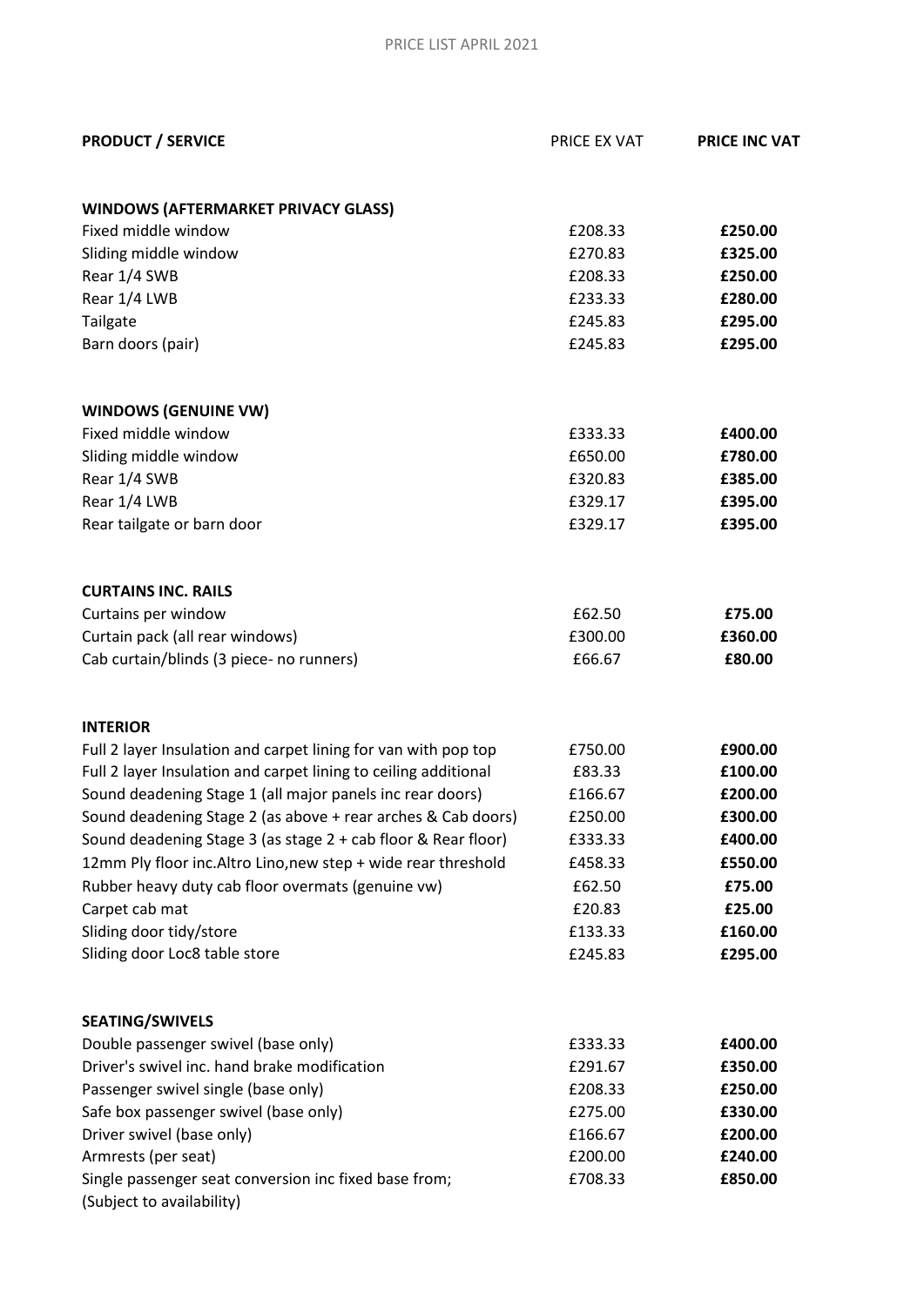PRICE LIST APRIL 2021

| **PRODUCT / SERVICE** | PRICE EX VAT | **PRICE INC VAT** |
|---|---|---|
| **WINDOWS (AFTERMARKET PRIVACY GLASS)** | | |
| Fixed middle window | £208.33 | **£250.00** |
| Sliding middle window | £270.83 | **£325.00** |
| Rear 1/4 SWB | £208.33 | **£250.00** |
| Rear 1/4 LWB | £233.33 | **£280.00** |
| Tailgate | £245.83 | **£295.00** |
| Barn doors (pair) | £245.83 | **£295.00** |
| **WINDOWS (GENUINE VW)** | | |
| Fixed middle window | £333.33 | **£400.00** |
| Sliding middle window | £650.00 | **£780.00** |
| Rear 1/4 SWB | £320.83 | **£385.00** |
| Rear 1/4 LWB | £329.17 | **£395.00** |
| Rear tailgate or barn door | £329.17 | **£395.00** |
| **CURTAINS INC. RAILS** | | |
| Curtains per window | £62.50 | **£75.00** |
| Curtain pack (all rear windows) | £300.00 | **£360.00** |
| Cab curtain/blinds (3 piece- no runners) | £66.67 | **£80.00** |
| **INTERIOR** | | |
| Full 2 layer Insulation and carpet lining for van with pop top | £750.00 | **£900.00** |
| Full 2 layer Insulation and carpet lining to ceiling additional | £83.33 | **£100.00** |
| Sound deadening Stage 1 (all major panels inc rear doors) | £166.67 | **£200.00** |
| Sound deadening Stage 2 (as above + rear arches & Cab doors) | £250.00 | **£300.00** |
| Sound deadening Stage 3 (as stage 2 + cab floor & Rear floor) | £333.33 | **£400.00** |
| 12mm Ply floor inc.Altro Lino,new step + wide rear threshold | £458.33 | **£550.00** |
| Rubber heavy duty cab floor overmats (genuine vw) | £62.50 | **£75.00** |
| Carpet cab mat | £20.83 | **£25.00** |
| Sliding door tidy/store | £133.33 | **£160.00** |
| Sliding door Loc8 table store | £245.83 | **£295.00** |
| **SEATING/SWIVELS** | | |
| Double passenger swivel (base only) | £333.33 | **£400.00** |
| Driver's swivel inc. hand brake modification | £291.67 | **£350.00** |
| Passenger swivel single (base only) | £208.33 | **£250.00** |
| Safe box passenger swivel (base only) | £275.00 | **£330.00** |
| Driver swivel (base only) | £166.67 | **£200.00** |
| Armrests (per seat) | £200.00 | **£240.00** |
| Single passenger seat conversion inc fixed base from; (Subject to availability) | £708.33 | **£850.00** |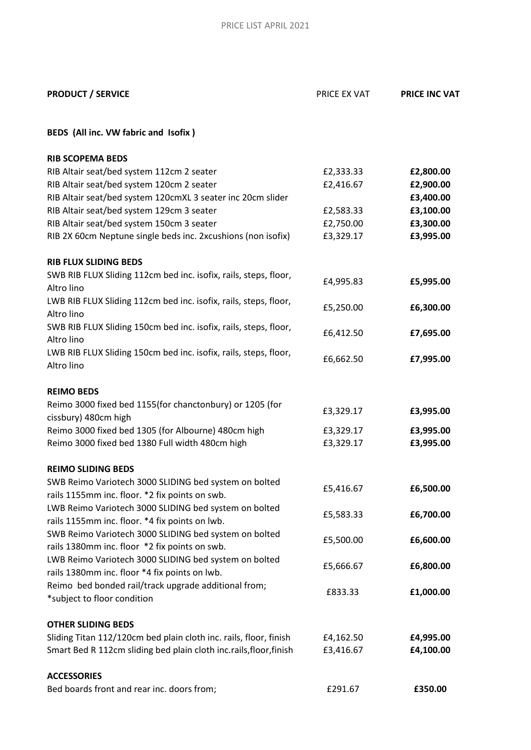| **PRODUCT / SERVICE** | PRICE EX VAT | **PRICE INC VAT** |
|---|---|---|
| **BEDS (All inc. VW fabric and Isofix )** | | |
| **RIB SCOPEMA BEDS** | | |
| RIB Altair seat/bed system 112cm 2 seater | £2,333.33 | **£2,800.00** |
| RIB Altair seat/bed system 120cm 2 seater | £2,416.67 | **£2,900.00** |
| RIB Altair seat/bed system 120cmXL 3 seater inc 20cm slider | | **£3,400.00** |
| RIB Altair seat/bed system 129cm 3 seater | £2,583.33 | **£3,100.00** |
| RIB Altair seat/bed system 150cm 3 seater | £2,750.00 | **£3,300.00** |
| RIB 2X 60cm Neptune single beds inc. 2xcushions (non isofix) | £3,329.17 | **£3,995.00** |
| **RIB FLUX SLIDING BEDS** | | |
| SWB RIB FLUX Sliding 112cm bed inc. isofix, rails, steps, floor, Altro lino | £4,995.83 | **£5,995.00** |
| LWB RIB FLUX Sliding 112cm bed inc. isofix, rails, steps, floor, Altro lino | £5,250.00 | **£6,300.00** |
| SWB RIB FLUX Sliding 150cm bed inc. isofix, rails, steps, floor, Altro lino | £6,412.50 | **£7,695.00** |
| LWB RIB FLUX Sliding 150cm bed inc. isofix, rails, steps, floor, Altro lino | £6,662.50 | **£7,995.00** |
| **REIMO BEDS** | | |
| Reimo 3000 fixed bed 1155(for chanctonbury) or 1205 (for cissbury) 480cm high | £3,329.17 | **£3,995.00** |
| Reimo 3000 fixed bed 1305 (for Albourne) 480cm high | £3,329.17 | **£3,995.00** |
| Reimo 3000 fixed bed 1380 Full width 480cm high | £3,329.17 | **£3,995.00** |
| **REIMO SLIDING BEDS** | | |
| SWB Reimo Variotech 3000 SLIDING bed system on bolted rails 1155mm inc. floor. *2 fix points on swb. | £5,416.67 | **£6,500.00** |
| LWB Reimo Variotech 3000 SLIDING bed system on bolted rails 1155mm inc. floor. *4 fix points on lwb. | £5,583.33 | **£6,700.00** |
| SWB Reimo Variotech 3000 SLIDING bed system on bolted rails 1380mm inc. floor *2 fix points on swb. | £5,500.00 | **£6,600.00** |
| LWB Reimo Variotech 3000 SLIDING bed system on bolted rails 1380mm inc. floor *4 fix points on lwb. | £5,666.67 | **£6,800.00** |
| Reimo bed bonded rail/track upgrade additional from; *subject to floor condition | £833.33 | **£1,000.00** |
| **OTHER SLIDING BEDS** | | |
| Sliding Titan 112/120cm bed plain cloth inc. rails, floor, finish | £4,162.50 | **£4,995.00** |
| Smart Bed R 112cm sliding bed plain cloth inc.rails,floor,finish | £3,416.67 | **£4,100.00** |
| **ACCESSORIES** | | |
| Bed boards front and rear inc. doors from; | £291.67 | **£350.00** |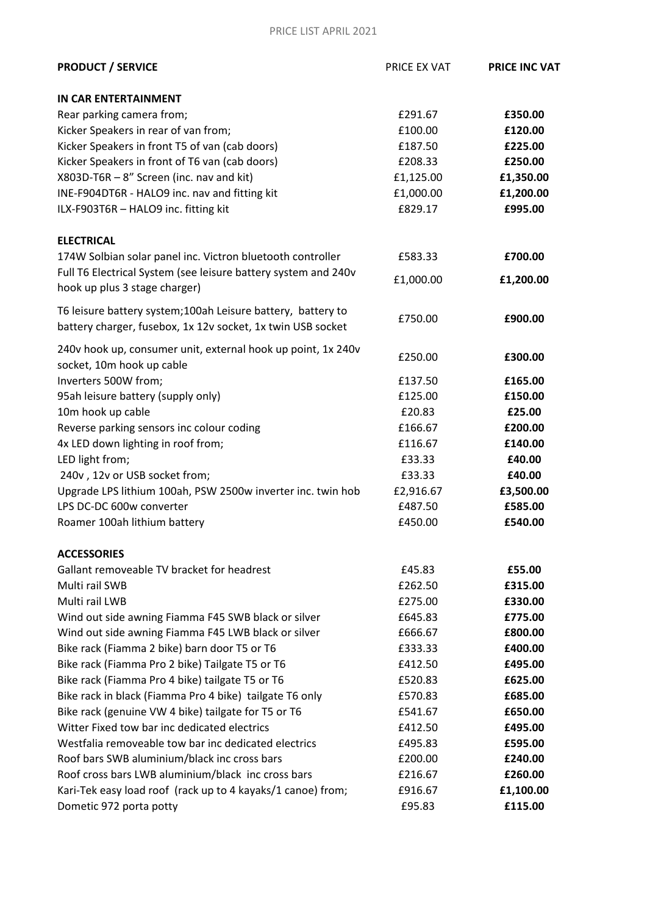PRICE LIST APRIL 2021

| **PRODUCT / SERVICE** | PRICE EX VAT | **PRICE INC VAT** |
|---|---|---|
| **IN CAR ENTERTAINMENT** | | |
| Rear parking camera from; | £291.67 | **£350.00** |
| Kicker Speakers in rear of van from; | £100.00 | **£120.00** |
| Kicker Speakers in front T5 of van (cab doors) | £187.50 | **£225.00** |
| Kicker Speakers in front of T6 van (cab doors) | £208.33 | **£250.00** |
| X803D-T6R – 8" Screen (inc. nav and kit) | £1,125.00 | **£1,350.00** |
| INE-F904DT6R - HALO9 inc. nav and fitting kit | £1,000.00 | **£1,200.00** |
| ILX-F903T6R – HALO9 inc. fitting kit | £829.17 | **£995.00** |
| **ELECTRICAL** | | |
| 174W Solbian solar panel inc. Victron bluetooth controller | £583.33 | **£700.00** |
| Full T6 Electrical System (see leisure battery system and 240v hook up plus 3 stage charger) | £1,000.00 | **£1,200.00** |
| T6 leisure battery system;100ah Leisure battery, battery to battery charger, fusebox, 1x 12v socket, 1x twin USB socket | £750.00 | **£900.00** |
| 240v hook up, consumer unit, external hook up point, 1x 240v socket, 10m hook up cable | £250.00 | **£300.00** |
| Inverters 500W from; | £137.50 | **£165.00** |
| 95ah leisure battery (supply only) | £125.00 | **£150.00** |
| 10m hook up cable | £20.83 | **£25.00** |
| Reverse parking sensors inc colour coding | £166.67 | **£200.00** |
| 4x LED down lighting in roof from; | £116.67 | **£140.00** |
| LED light from; | £33.33 | **£40.00** |
| 240v , 12v or USB socket from; | £33.33 | **£40.00** |
| Upgrade LPS lithium 100ah, PSW 2500w inverter inc. twin hob | £2,916.67 | **£3,500.00** |
| LPS DC-DC 600w converter | £487.50 | **£585.00** |
| Roamer 100ah lithium battery | £450.00 | **£540.00** |
| **ACCESSORIES** | | |
| Gallant removeable TV bracket for headrest | £45.83 | **£55.00** |
| Multi rail SWB | £262.50 | **£315.00** |
| Multi rail LWB | £275.00 | **£330.00** |
| Wind out side awning Fiamma F45 SWB black or silver | £645.83 | **£775.00** |
| Wind out side awning Fiamma F45 LWB black or silver | £666.67 | **£800.00** |
| Bike rack (Fiamma 2 bike) barn door T5 or T6 | £333.33 | **£400.00** |
| Bike rack (Fiamma Pro 2 bike) Tailgate T5 or T6 | £412.50 | **£495.00** |
| Bike rack (Fiamma Pro 4 bike) tailgate T5 or T6 | £520.83 | **£625.00** |
| Bike rack in black (Fiamma Pro 4 bike) tailgate T6 only | £570.83 | **£685.00** |
| Bike rack (genuine VW 4 bike) tailgate for T5 or T6 | £541.67 | **£650.00** |
| Witter Fixed tow bar inc dedicated electrics | £412.50 | **£495.00** |
| Westfalia removeable tow bar inc dedicated electrics | £495.83 | **£595.00** |
| Roof bars SWB aluminium/black inc cross bars | £200.00 | **£240.00** |
| Roof cross bars LWB aluminium/black inc cross bars | £216.67 | **£260.00** |
| Kari-Tek easy load roof (rack up to 4 kayaks/1 canoe) from; | £916.67 | **£1,100.00** |
| Dometic 972 porta potty | £95.83 | **£115.00** |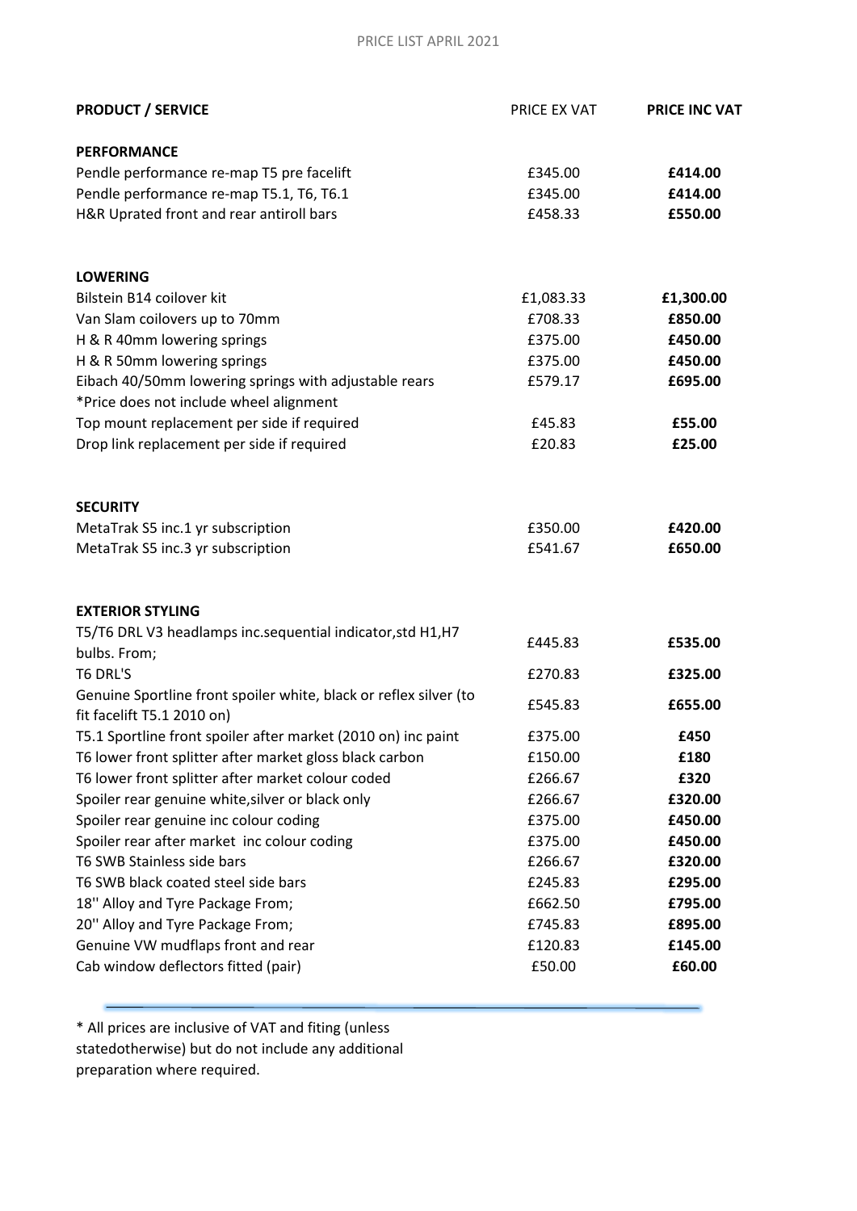PRICE LIST APRIL 2021

| PRODUCT / SERVICE | PRICE EX VAT | PRICE INC VAT |
|---|---|---|
| **PERFORMANCE** | | |
| Pendle performance re-map T5 pre facelift | £345.00 | **£414.00** |
| Pendle performance re-map T5.1, T6, T6.1 | £345.00 | **£414.00** |
| H&R Uprated front and rear antiroll bars | £458.33 | **£550.00** |
| **LOWERING** | | |
| Bilstein B14 coilover kit | £1,083.33 | **£1,300.00** |
| Van Slam coilovers up to 70mm | £708.33 | **£850.00** |
| H & R 40mm lowering springs | £375.00 | **£450.00** |
| H & R 50mm lowering springs | £375.00 | **£450.00** |
| Eibach 40/50mm lowering springs with adjustable rears | £579.17 | **£695.00** |
| *Price does not include wheel alignment | | |
| Top mount replacement per side if required | £45.83 | **£55.00** |
| Drop link replacement per side if required | £20.83 | **£25.00** |
| **SECURITY** | | |
| MetaTrak S5 inc.1 yr subscription | £350.00 | **£420.00** |
| MetaTrak S5 inc.3 yr subscription | £541.67 | **£650.00** |
| **EXTERIOR STYLING** | | |
| T5/T6 DRL V3 headlamps inc.sequential indicator,std H1,H7 bulbs. From; | £445.83 | **£535.00** |
| T6 DRL'S | £270.83 | **£325.00** |
| Genuine Sportline front spoiler white, black or reflex silver (to fit facelift T5.1 2010 on) | £545.83 | **£655.00** |
| T5.1 Sportline front spoiler after market (2010 on) inc paint | £375.00 | **£450** |
| T6 lower front splitter after market gloss black carbon | £150.00 | **£180** |
| T6 lower front splitter after market colour coded | £266.67 | **£320** |
| Spoiler rear genuine white,silver or black only | £266.67 | **£320.00** |
| Spoiler rear genuine inc colour coding | £375.00 | **£450.00** |
| Spoiler rear after market inc colour coding | £375.00 | **£450.00** |
| T6 SWB Stainless side bars | £266.67 | **£320.00** |
| T6 SWB black coated steel side bars | £245.83 | **£295.00** |
| 18'' Alloy and Tyre Package From; | £662.50 | **£795.00** |
| 20'' Alloy and Tyre Package From; | £745.83 | **£895.00** |
| Genuine VW mudflaps front and rear | £120.83 | **£145.00** |
| Cab window deflectors fitted (pair) | £50.00 | **£60.00** |

* All prices are inclusive of VAT and fiting (unless statedotherwise) but do not include any additional preparation where required.